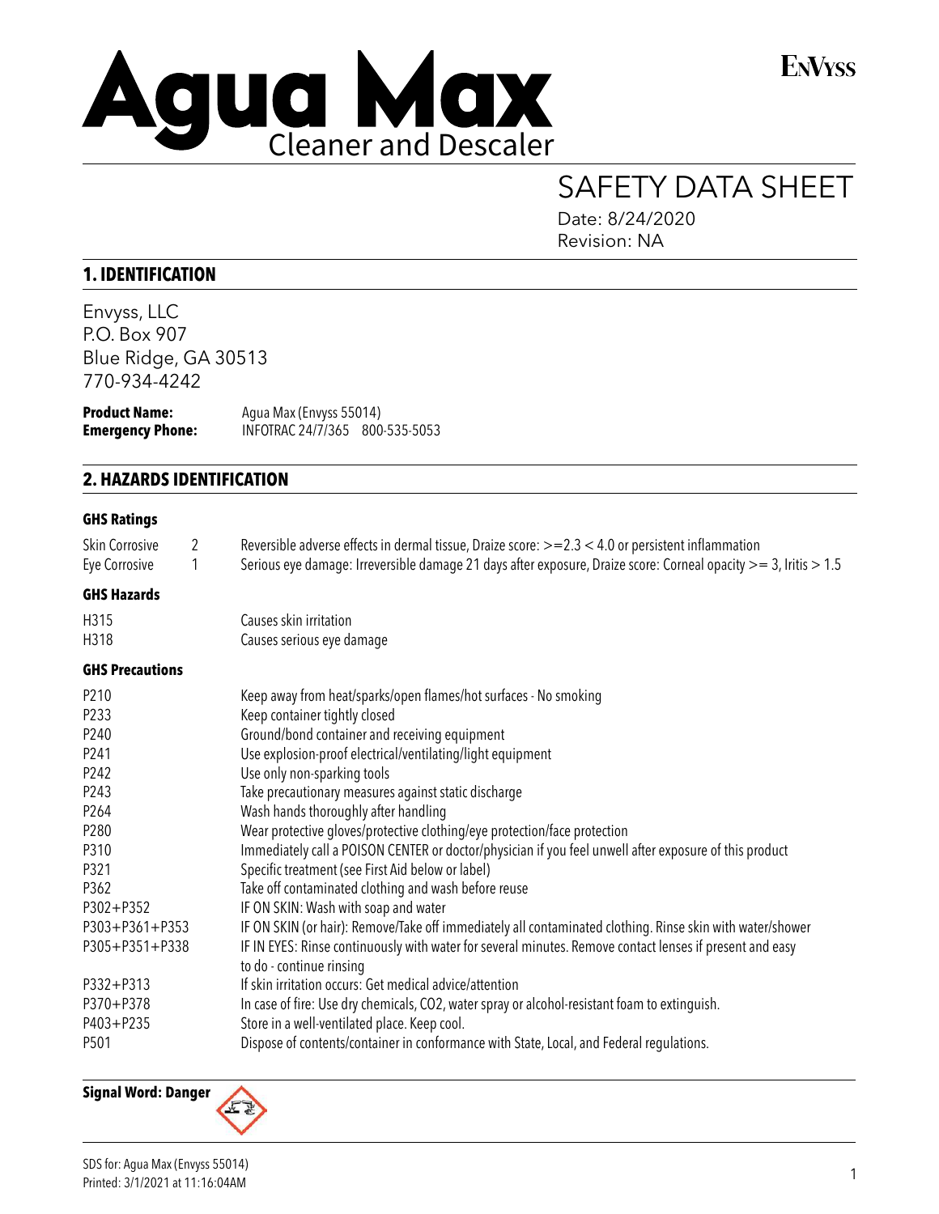# Agua Max Cleaner and Descaler

ENVYSS

# SAFETY DATA SHEET

Date: 8/24/2020
Revision: NA

## 1. IDENTIFICATION

Envyss, LLC
P.O. Box 907
Blue Ridge, GA 30513
770-934-4242

**Product Name:** Agua Max (Envyss 55014)
**Emergency Phone:** INFOTRAC 24/7/365 800-535-5053

## 2. HAZARDS IDENTIFICATION

### GHS Ratings

| | | |
|---|---|---|
| Skin Corrosive | 2 | Reversible adverse effects in dermal tissue, Draize score: >=2.3 < 4.0 or persistent inflammation |
| Eye Corrosive | 1 | Serious eye damage: Irreversible damage 21 days after exposure, Draize score: Corneal opacity >= 3, Iritis > 1.5 |

### GHS Hazards

| | |
|---|---|
| H315 | Causes skin irritation |
| H318 | Causes serious eye damage |

### GHS Precautions

| | |
|---|---|
| P210 | Keep away from heat/sparks/open flames/hot surfaces - No smoking |
| P233 | Keep container tightly closed |
| P240 | Ground/bond container and receiving equipment |
| P241 | Use explosion-proof electrical/ventilating/light equipment |
| P242 | Use only non-sparking tools |
| P243 | Take precautionary measures against static discharge |
| P264 | Wash hands thoroughly after handling |
| P280 | Wear protective gloves/protective clothing/eye protection/face protection |
| P310 | Immediately call a POISON CENTER or doctor/physician if you feel unwell after exposure of this product |
| P321 | Specific treatment (see First Aid below or label) |
| P362 | Take off contaminated clothing and wash before reuse |
| P302+P352 | IF ON SKIN: Wash with soap and water |
| P303+P361+P353 | IF ON SKIN (or hair): Remove/Take off immediately all contaminated clothing. Rinse skin with water/shower |
| P305+P351+P338 | IF IN EYES: Rinse continuously with water for several minutes. Remove contact lenses if present and easy to do - continue rinsing |
| P332+P313 | If skin irritation occurs: Get medical advice/attention |
| P370+P378 | In case of fire: Use dry chemicals, CO2, water spray or alcohol-resistant foam to extinguish. |
| P403+P235 | Store in a well-ventilated place. Keep cool. |
| P501 | Dispose of contents/container in conformance with State, Local, and Federal regulations. |

**Signal Word: Danger**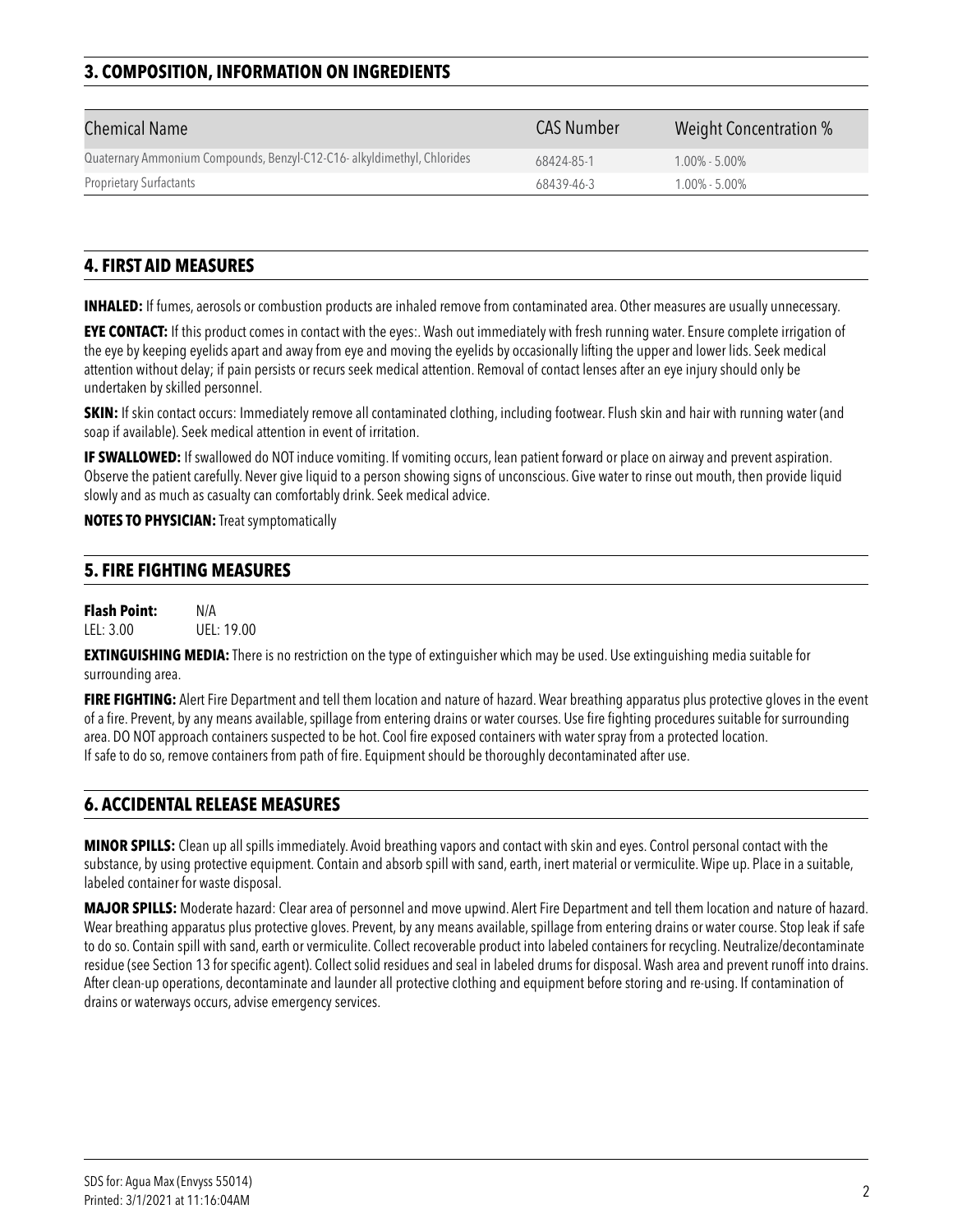## 3. COMPOSITION, INFORMATION ON INGREDIENTS

| Chemical Name | CAS Number | Weight Concentration % |
|---|---|---|
| Quaternary Ammonium Compounds, Benzyl-C12-C16- alkyldimethyl, Chlorides | 68424-85-1 | 1.00% - 5.00% |
| Proprietary Surfactants | 68439-46-3 | 1.00% - 5.00% |

## 4. FIRST AID MEASURES

**INHALED:** If fumes, aerosols or combustion products are inhaled remove from contaminated area. Other measures are usually unnecessary.

**EYE CONTACT:** If this product comes in contact with the eyes:. Wash out immediately with fresh running water. Ensure complete irrigation of the eye by keeping eyelids apart and away from eye and moving the eyelids by occasionally lifting the upper and lower lids. Seek medical attention without delay; if pain persists or recurs seek medical attention. Removal of contact lenses after an eye injury should only be undertaken by skilled personnel.

**SKIN:** If skin contact occurs: Immediately remove all contaminated clothing, including footwear. Flush skin and hair with running water (and soap if available). Seek medical attention in event of irritation.

**IF SWALLOWED:** If swallowed do NOT induce vomiting. If vomiting occurs, lean patient forward or place on airway and prevent aspiration. Observe the patient carefully. Never give liquid to a person showing signs of unconscious. Give water to rinse out mouth, then provide liquid slowly and as much as casualty can comfortably drink. Seek medical advice.

**NOTES TO PHYSICIAN:** Treat symptomatically

## 5. FIRE FIGHTING MEASURES

**Flash Point:** N/A
LEL: 3.00 UEL: 19.00

**EXTINGUISHING MEDIA:** There is no restriction on the type of extinguisher which may be used. Use extinguishing media suitable for surrounding area.

**FIRE FIGHTING:** Alert Fire Department and tell them location and nature of hazard. Wear breathing apparatus plus protective gloves in the event of a fire. Prevent, by any means available, spillage from entering drains or water courses. Use fire fighting procedures suitable for surrounding area. DO NOT approach containers suspected to be hot. Cool fire exposed containers with water spray from a protected location.
If safe to do so, remove containers from path of fire. Equipment should be thoroughly decontaminated after use.

## 6. ACCIDENTAL RELEASE MEASURES

**MINOR SPILLS:** Clean up all spills immediately. Avoid breathing vapors and contact with skin and eyes. Control personal contact with the substance, by using protective equipment. Contain and absorb spill with sand, earth, inert material or vermiculite. Wipe up. Place in a suitable, labeled container for waste disposal.

**MAJOR SPILLS:** Moderate hazard: Clear area of personnel and move upwind. Alert Fire Department and tell them location and nature of hazard. Wear breathing apparatus plus protective gloves. Prevent, by any means available, spillage from entering drains or water course. Stop leak if safe to do so. Contain spill with sand, earth or vermiculite. Collect recoverable product into labeled containers for recycling. Neutralize/decontaminate residue (see Section 13 for specific agent). Collect solid residues and seal in labeled drums for disposal. Wash area and prevent runoff into drains. After clean-up operations, decontaminate and launder all protective clothing and equipment before storing and re-using. If contamination of drains or waterways occurs, advise emergency services.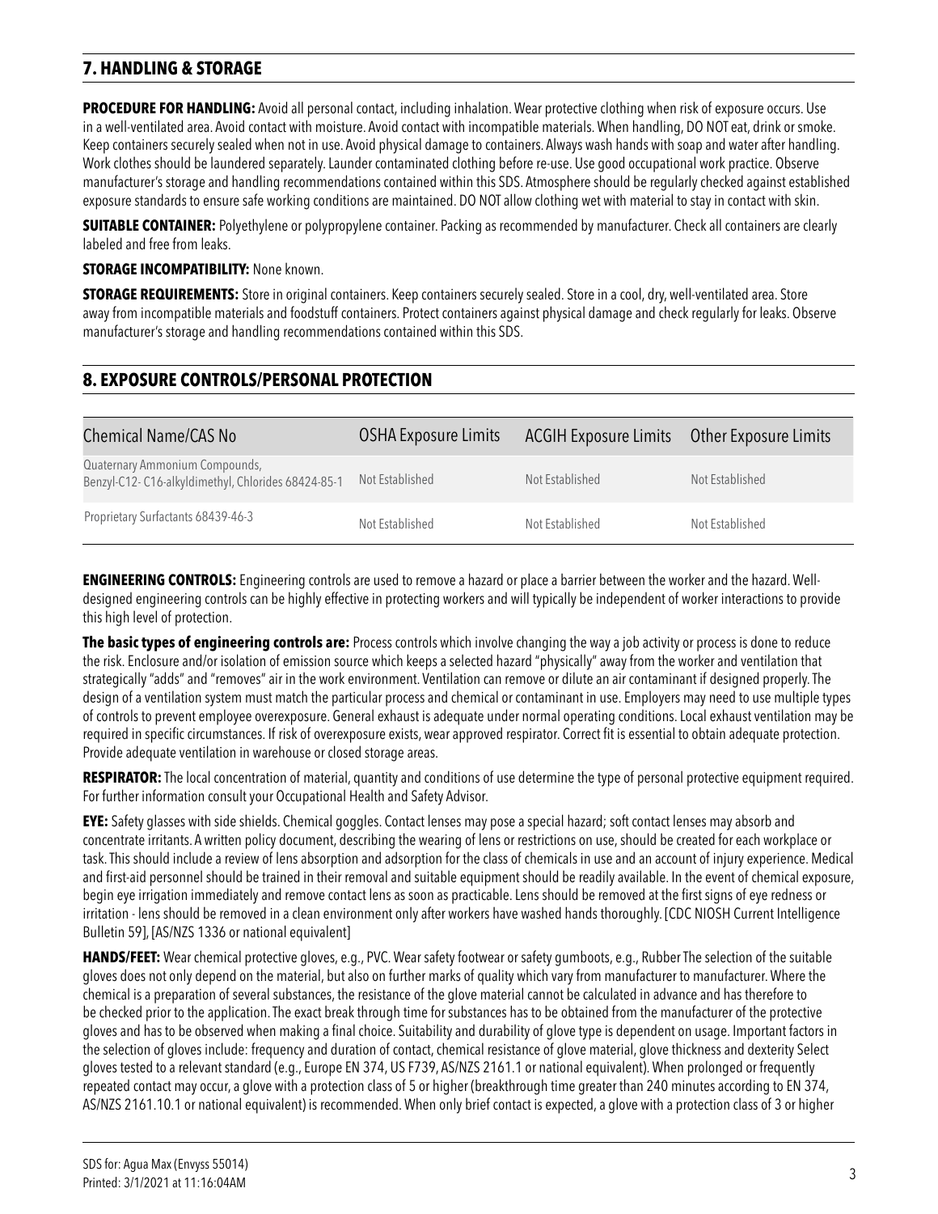## 7. HANDLING & STORAGE

**PROCEDURE FOR HANDLING:** Avoid all personal contact, including inhalation. Wear protective clothing when risk of exposure occurs. Use in a well-ventilated area. Avoid contact with moisture. Avoid contact with incompatible materials. When handling, DO NOT eat, drink or smoke. Keep containers securely sealed when not in use. Avoid physical damage to containers. Always wash hands with soap and water after handling. Work clothes should be laundered separately. Launder contaminated clothing before re-use. Use good occupational work practice. Observe manufacturer's storage and handling recommendations contained within this SDS. Atmosphere should be regularly checked against established exposure standards to ensure safe working conditions are maintained. DO NOT allow clothing wet with material to stay in contact with skin.

**SUITABLE CONTAINER:** Polyethylene or polypropylene container. Packing as recommended by manufacturer. Check all containers are clearly labeled and free from leaks.

**STORAGE INCOMPATIBILITY:** None known.

**STORAGE REQUIREMENTS:** Store in original containers. Keep containers securely sealed. Store in a cool, dry, well-ventilated area. Store away from incompatible materials and foodstuff containers. Protect containers against physical damage and check regularly for leaks. Observe manufacturer's storage and handling recommendations contained within this SDS.

## 8. EXPOSURE CONTROLS/PERSONAL PROTECTION

| Chemical Name/CAS No | OSHA Exposure Limits | ACGIH Exposure Limits | Other Exposure Limits |
|---|---|---|---|
| Quaternary Ammonium Compounds, Benzyl-C12- C16-alkyldimethyl, Chlorides 68424-85-1 | Not Established | Not Established | Not Established |
| Proprietary Surfactants 68439-46-3 | Not Established | Not Established | Not Established |

**ENGINEERING CONTROLS:** Engineering controls are used to remove a hazard or place a barrier between the worker and the hazard. Well-designed engineering controls can be highly effective in protecting workers and will typically be independent of worker interactions to provide this high level of protection.

**The basic types of engineering controls are:** Process controls which involve changing the way a job activity or process is done to reduce the risk. Enclosure and/or isolation of emission source which keeps a selected hazard "physically" away from the worker and ventilation that strategically "adds" and "removes" air in the work environment. Ventilation can remove or dilute an air contaminant if designed properly. The design of a ventilation system must match the particular process and chemical or contaminant in use. Employers may need to use multiple types of controls to prevent employee overexposure. General exhaust is adequate under normal operating conditions. Local exhaust ventilation may be required in specific circumstances. If risk of overexposure exists, wear approved respirator. Correct fit is essential to obtain adequate protection. Provide adequate ventilation in warehouse or closed storage areas.

**RESPIRATOR:** The local concentration of material, quantity and conditions of use determine the type of personal protective equipment required. For further information consult your Occupational Health and Safety Advisor.

**EYE:** Safety glasses with side shields. Chemical goggles. Contact lenses may pose a special hazard; soft contact lenses may absorb and concentrate irritants. A written policy document, describing the wearing of lens or restrictions on use, should be created for each workplace or task. This should include a review of lens absorption and adsorption for the class of chemicals in use and an account of injury experience. Medical and first-aid personnel should be trained in their removal and suitable equipment should be readily available. In the event of chemical exposure, begin eye irrigation immediately and remove contact lens as soon as practicable. Lens should be removed at the first signs of eye redness or irritation - lens should be removed in a clean environment only after workers have washed hands thoroughly. [CDC NIOSH Current Intelligence Bulletin 59], [AS/NZS 1336 or national equivalent]

**HANDS/FEET:** Wear chemical protective gloves, e.g., PVC. Wear safety footwear or safety gumboots, e.g., Rubber The selection of the suitable gloves does not only depend on the material, but also on further marks of quality which vary from manufacturer to manufacturer. Where the chemical is a preparation of several substances, the resistance of the glove material cannot be calculated in advance and has therefore to be checked prior to the application. The exact break through time for substances has to be obtained from the manufacturer of the protective gloves and has to be observed when making a final choice. Suitability and durability of glove type is dependent on usage. Important factors in the selection of gloves include: frequency and duration of contact, chemical resistance of glove material, glove thickness and dexterity Select gloves tested to a relevant standard (e.g., Europe EN 374, US F739, AS/NZS 2161.1 or national equivalent). When prolonged or frequently repeated contact may occur, a glove with a protection class of 5 or higher (breakthrough time greater than 240 minutes according to EN 374, AS/NZS 2161.10.1 or national equivalent) is recommended. When only brief contact is expected, a glove with a protection class of 3 or higher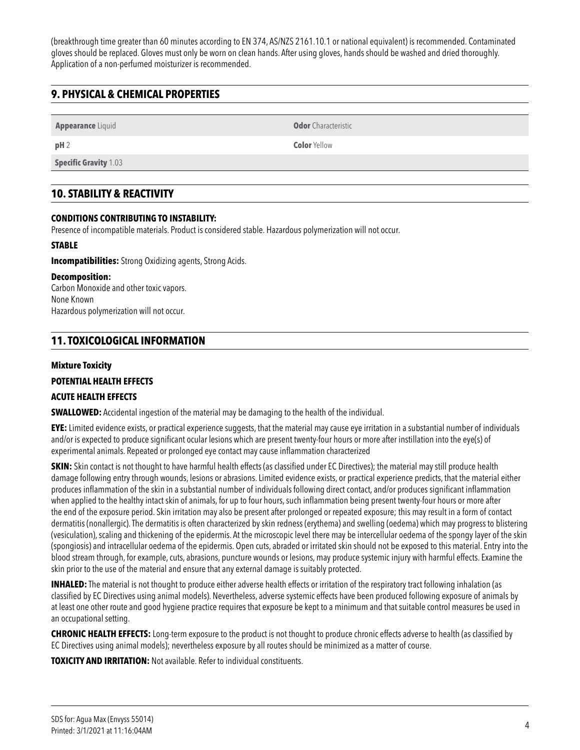(breakthrough time greater than 60 minutes according to EN 374, AS/NZS 2161.10.1 or national equivalent) is recommended. Contaminated gloves should be replaced. Gloves must only be worn on clean hands. After using gloves, hands should be washed and dried thoroughly. Application of a non-perfumed moisturizer is recommended.

## 9. PHYSICAL & CHEMICAL PROPERTIES

| | |
|---|---|
| **Appearance** Liquid | **Odor** Characteristic |
| **pH** 2 | **Color** Yellow |
| **Specific Gravity** 1.03 | |

## 10. STABILITY & REACTIVITY

**CONDITIONS CONTRIBUTING TO INSTABILITY:**

Presence of incompatible materials. Product is considered stable. Hazardous polymerization will not occur.

**STABLE**

**Incompatibilities:** Strong Oxidizing agents, Strong Acids.

**Decomposition:**

Carbon Monoxide and other toxic vapors.
None Known
Hazardous polymerization will not occur.

## 11. TOXICOLOGICAL INFORMATION

**Mixture Toxicity**

**POTENTIAL HEALTH EFFECTS**

**ACUTE HEALTH EFFECTS**

**SWALLOWED:** Accidental ingestion of the material may be damaging to the health of the individual.

**EYE:** Limited evidence exists, or practical experience suggests, that the material may cause eye irritation in a substantial number of individuals and/or is expected to produce significant ocular lesions which are present twenty-four hours or more after instillation into the eye(s) of experimental animals. Repeated or prolonged eye contact may cause inflammation characterized

**SKIN:** Skin contact is not thought to have harmful health effects (as classified under EC Directives); the material may still produce health damage following entry through wounds, lesions or abrasions. Limited evidence exists, or practical experience predicts, that the material either produces inflammation of the skin in a substantial number of individuals following direct contact, and/or produces significant inflammation when applied to the healthy intact skin of animals, for up to four hours, such inflammation being present twenty-four hours or more after the end of the exposure period. Skin irritation may also be present after prolonged or repeated exposure; this may result in a form of contact dermatitis (nonallergic). The dermatitis is often characterized by skin redness (erythema) and swelling (oedema) which may progress to blistering (vesiculation), scaling and thickening of the epidermis. At the microscopic level there may be intercellular oedema of the spongy layer of the skin (spongiosis) and intracellular oedema of the epidermis. Open cuts, abraded or irritated skin should not be exposed to this material. Entry into the blood stream through, for example, cuts, abrasions, puncture wounds or lesions, may produce systemic injury with harmful effects. Examine the skin prior to the use of the material and ensure that any external damage is suitably protected.

**INHALED:** The material is not thought to produce either adverse health effects or irritation of the respiratory tract following inhalation (as classified by EC Directives using animal models). Nevertheless, adverse systemic effects have been produced following exposure of animals by at least one other route and good hygiene practice requires that exposure be kept to a minimum and that suitable control measures be used in an occupational setting.

**CHRONIC HEALTH EFFECTS:** Long-term exposure to the product is not thought to produce chronic effects adverse to health (as classified by EC Directives using animal models); nevertheless exposure by all routes should be minimized as a matter of course.

**TOXICITY AND IRRITATION:** Not available. Refer to individual constituents.

SDS for: Agua Max (Envyss 55014)
Printed: 3/1/2021 at 11:16:04AM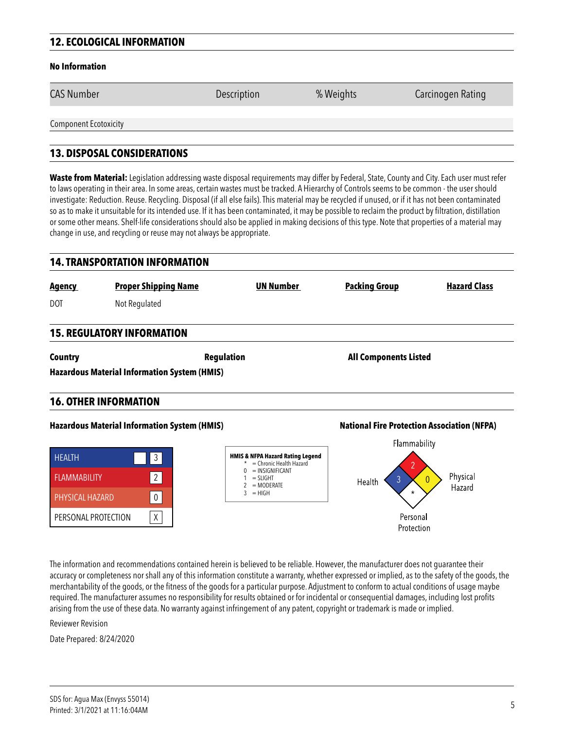## 12. ECOLOGICAL INFORMATION

**No Information**

| CAS Number | Description | % Weights | Carcinogen Rating |
|---|---|---|---|

Component Ecotoxicity

## 13. DISPOSAL CONSIDERATIONS

**Waste from Material:** Legislation addressing waste disposal requirements may differ by Federal, State, County and City. Each user must refer to laws operating in their area. In some areas, certain wastes must be tracked. A Hierarchy of Controls seems to be common - the user should investigate: Reduction. Reuse. Recycling. Disposal (if all else fails). This material may be recycled if unused, or if it has not been contaminated so as to make it unsuitable for its intended use. If it has been contaminated, it may be possible to reclaim the product by filtration, distillation or some other means. Shelf-life considerations should also be applied in making decisions of this type. Note that properties of a material may change in use, and recycling or reuse may not always be appropriate.

## 14. TRANSPORTATION INFORMATION

| Agency | Proper Shipping Name | UN Number | Packing Group | Hazard Class |
|---|---|---|---|---|
| DOT | Not Regulated | | | |

## 15. REGULATORY INFORMATION

| Country | Regulation | All Components Listed |
|---|---|---|

**Hazardous Material Information System (HMIS)**

## 16. OTHER INFORMATION

**Hazardous Material Information System (HMIS)**

| | |
|---|---|
| HEALTH | 3 |
| FLAMMABILITY | 2 |
| PHYSICAL HAZARD | 0 |
| PERSONAL PROTECTION | X |

**HMIS & NFPA Hazard Rating Legend**
- * = Chronic Health Hazard
- 0 = INSIGNIFICANT
- 1 = SLIGHT
- 2 = MODERATE
- 3 = HIGH

**National Fire Protection Association (NFPA)**

Flammability 2
Health 3
Physical Hazard 0
Personal Protection *

The information and recommendations contained herein is believed to be reliable. However, the manufacturer does not guarantee their accuracy or completeness nor shall any of this information constitute a warranty, whether expressed or implied, as to the safety of the goods, the merchantability of the goods, or the fitness of the goods for a particular purpose. Adjustment to conform to actual conditions of usage maybe required. The manufacturer assumes no responsibility for results obtained or for incidental or consequential damages, including lost profits arising from the use of these data. No warranty against infringement of any patent, copyright or trademark is made or implied.

Reviewer Revision

Date Prepared: 8/24/2020